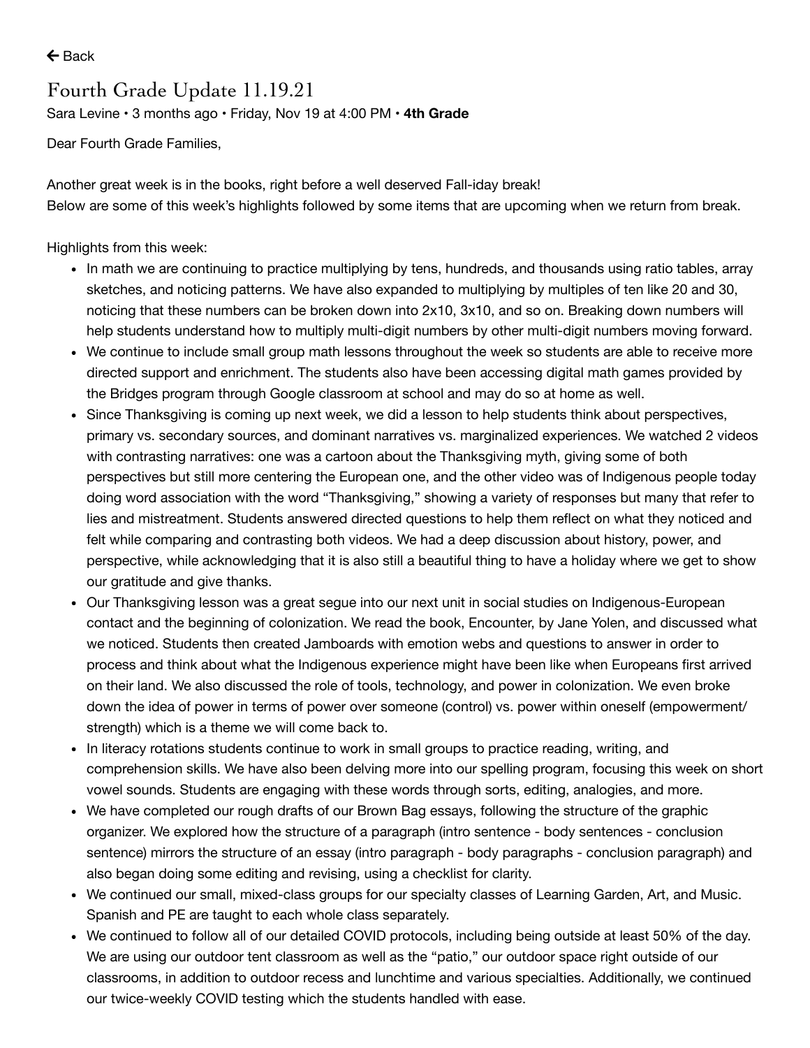← Back

# Fourth Grade Update 11.19.21

Sara Levine • 3 months ago • Friday, Nov 19 at 4:00 PM • **4th Grade**

Dear Fourth Grade Families,

Another great week is in the books, right before a well deserved Fall-iday break!
Below are some of this week's highlights followed by some items that are upcoming when we return from break.

Highlights from this week:

- In math we are continuing to practice multiplying by tens, hundreds, and thousands using ratio tables, array sketches, and noticing patterns. We have also expanded to multiplying by multiples of ten like 20 and 30, noticing that these numbers can be broken down into 2x10, 3x10, and so on. Breaking down numbers will help students understand how to multiply multi-digit numbers by other multi-digit numbers moving forward.
- We continue to include small group math lessons throughout the week so students are able to receive more directed support and enrichment. The students also have been accessing digital math games provided by the Bridges program through Google classroom at school and may do so at home as well.
- Since Thanksgiving is coming up next week, we did a lesson to help students think about perspectives, primary vs. secondary sources, and dominant narratives vs. marginalized experiences. We watched 2 videos with contrasting narratives: one was a cartoon about the Thanksgiving myth, giving some of both perspectives but still more centering the European one, and the other video was of Indigenous people today doing word association with the word "Thanksgiving," showing a variety of responses but many that refer to lies and mistreatment. Students answered directed questions to help them reflect on what they noticed and felt while comparing and contrasting both videos. We had a deep discussion about history, power, and perspective, while acknowledging that it is also still a beautiful thing to have a holiday where we get to show our gratitude and give thanks.
- Our Thanksgiving lesson was a great segue into our next unit in social studies on Indigenous-European contact and the beginning of colonization. We read the book, Encounter, by Jane Yolen, and discussed what we noticed. Students then created Jamboards with emotion webs and questions to answer in order to process and think about what the Indigenous experience might have been like when Europeans first arrived on their land. We also discussed the role of tools, technology, and power in colonization. We even broke down the idea of power in terms of power over someone (control) vs. power within oneself (empowerment/ strength) which is a theme we will come back to.
- In literacy rotations students continue to work in small groups to practice reading, writing, and comprehension skills. We have also been delving more into our spelling program, focusing this week on short vowel sounds. Students are engaging with these words through sorts, editing, analogies, and more.
- We have completed our rough drafts of our Brown Bag essays, following the structure of the graphic organizer. We explored how the structure of a paragraph (intro sentence - body sentences - conclusion sentence) mirrors the structure of an essay (intro paragraph - body paragraphs - conclusion paragraph) and also began doing some editing and revising, using a checklist for clarity.
- We continued our small, mixed-class groups for our specialty classes of Learning Garden, Art, and Music. Spanish and PE are taught to each whole class separately.
- We continued to follow all of our detailed COVID protocols, including being outside at least 50% of the day. We are using our outdoor tent classroom as well as the "patio," our outdoor space right outside of our classrooms, in addition to outdoor recess and lunchtime and various specialties. Additionally, we continued our twice-weekly COVID testing which the students handled with ease.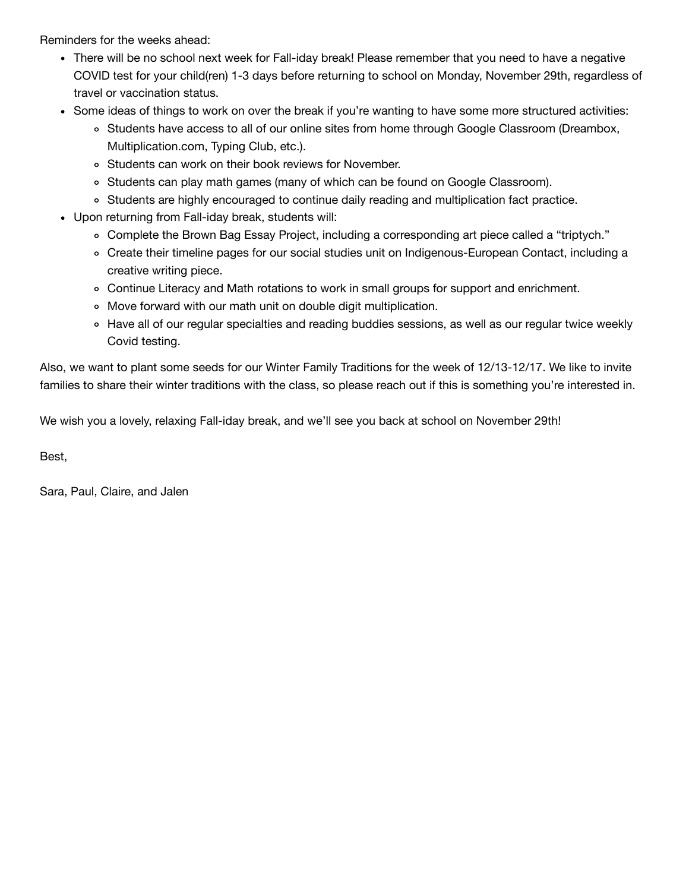Reminders for the weeks ahead:

- There will be no school next week for Fall-iday break! Please remember that you need to have a negative COVID test for your child(ren) 1-3 days before returning to school on Monday, November 29th, regardless of travel or vaccination status.
- Some ideas of things to work on over the break if you're wanting to have some more structured activities:
  - Students have access to all of our online sites from home through Google Classroom (Dreambox, Multiplication.com, Typing Club, etc.).
  - Students can work on their book reviews for November.
  - Students can play math games (many of which can be found on Google Classroom).
  - Students are highly encouraged to continue daily reading and multiplication fact practice.
- Upon returning from Fall-iday break, students will:
  - Complete the Brown Bag Essay Project, including a corresponding art piece called a "triptych."
  - Create their timeline pages for our social studies unit on Indigenous-European Contact, including a creative writing piece.
  - Continue Literacy and Math rotations to work in small groups for support and enrichment.
  - Move forward with our math unit on double digit multiplication.
  - Have all of our regular specialties and reading buddies sessions, as well as our regular twice weekly Covid testing.

Also, we want to plant some seeds for our Winter Family Traditions for the week of 12/13-12/17. We like to invite families to share their winter traditions with the class, so please reach out if this is something you're interested in.

We wish you a lovely, relaxing Fall-iday break, and we'll see you back at school on November 29th!

Best,

Sara, Paul, Claire, and Jalen